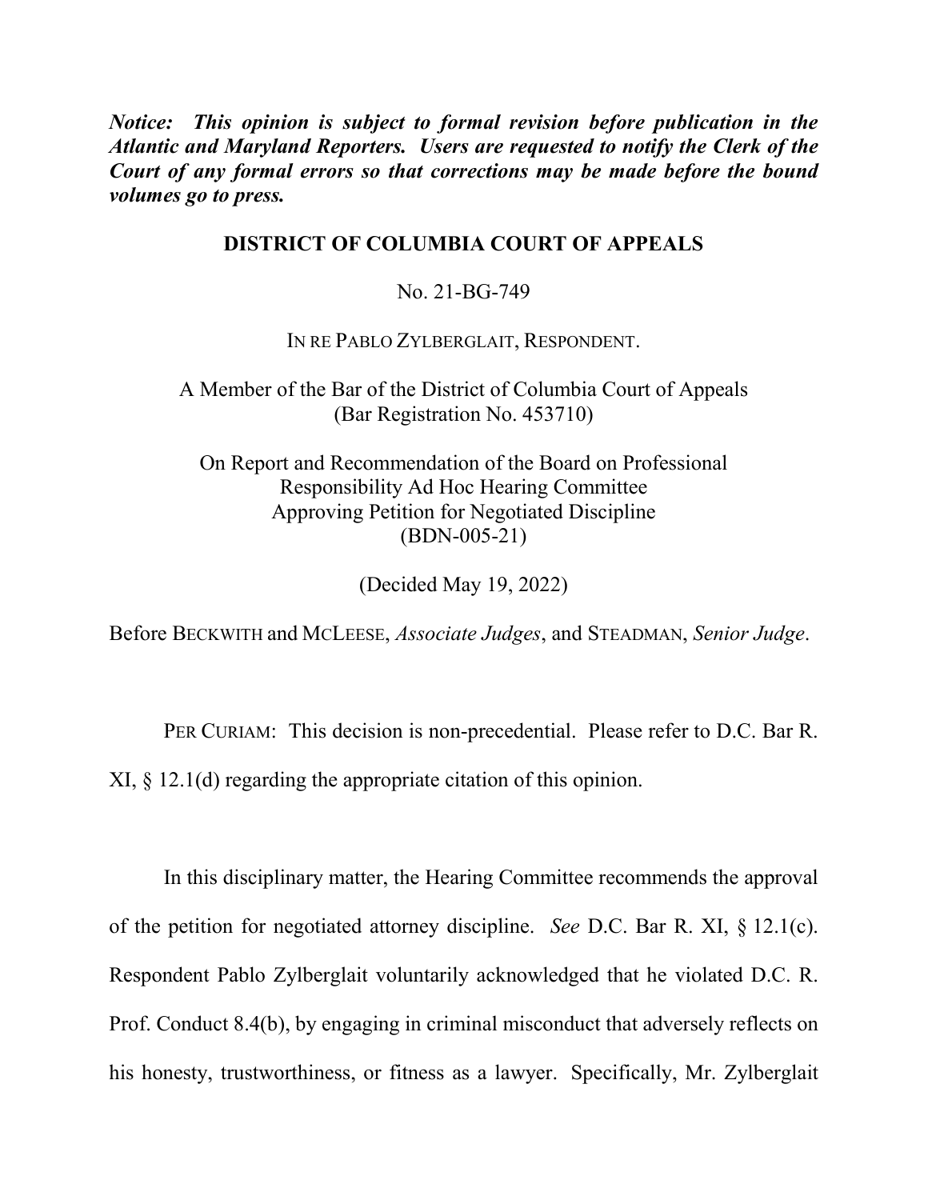***Notice: This opinion is subject to formal revision before publication in the Atlantic and Maryland Reporters. Users are requested to notify the Clerk of the Court of any formal errors so that corrections may be made before the bound volumes go to press.***

**DISTRICT OF COLUMBIA COURT OF APPEALS**

No. 21-BG-749

IN RE PABLO ZYLBERGLAIT, RESPONDENT.

A Member of the Bar of the District of Columbia Court of Appeals
(Bar Registration No. 453710)

On Report and Recommendation of the Board on Professional Responsibility Ad Hoc Hearing Committee Approving Petition for Negotiated Discipline
(BDN-005-21)

(Decided May 19, 2022)

Before BECKWITH and MCLEESE, *Associate Judges*, and STEADMAN, *Senior Judge*.

PER CURIAM: This decision is non-precedential. Please refer to D.C. Bar R. XI, § 12.1(d) regarding the appropriate citation of this opinion.

In this disciplinary matter, the Hearing Committee recommends the approval of the petition for negotiated attorney discipline. *See* D.C. Bar R. XI, § 12.1(c). Respondent Pablo Zylberglait voluntarily acknowledged that he violated D.C. R. Prof. Conduct 8.4(b), by engaging in criminal misconduct that adversely reflects on his honesty, trustworthiness, or fitness as a lawyer. Specifically, Mr. Zylberglait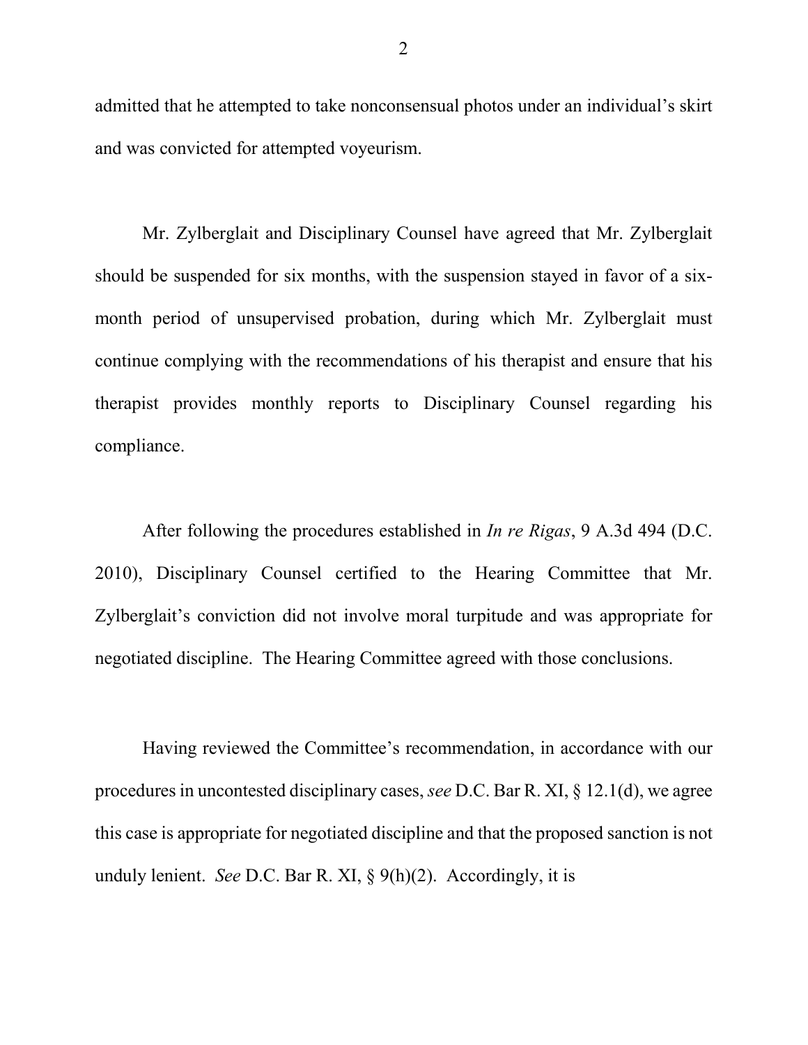admitted that he attempted to take nonconsensual photos under an individual's skirt and was convicted for attempted voyeurism.

Mr. Zylberglait and Disciplinary Counsel have agreed that Mr. Zylberglait should be suspended for six months, with the suspension stayed in favor of a six-month period of unsupervised probation, during which Mr. Zylberglait must continue complying with the recommendations of his therapist and ensure that his therapist provides monthly reports to Disciplinary Counsel regarding his compliance.

After following the procedures established in *In re Rigas*, 9 A.3d 494 (D.C. 2010), Disciplinary Counsel certified to the Hearing Committee that Mr. Zylberglait's conviction did not involve moral turpitude and was appropriate for negotiated discipline. The Hearing Committee agreed with those conclusions.

Having reviewed the Committee's recommendation, in accordance with our procedures in uncontested disciplinary cases, *see* D.C. Bar R. XI, § 12.1(d), we agree this case is appropriate for negotiated discipline and that the proposed sanction is not unduly lenient. *See* D.C. Bar R. XI, § 9(h)(2). Accordingly, it is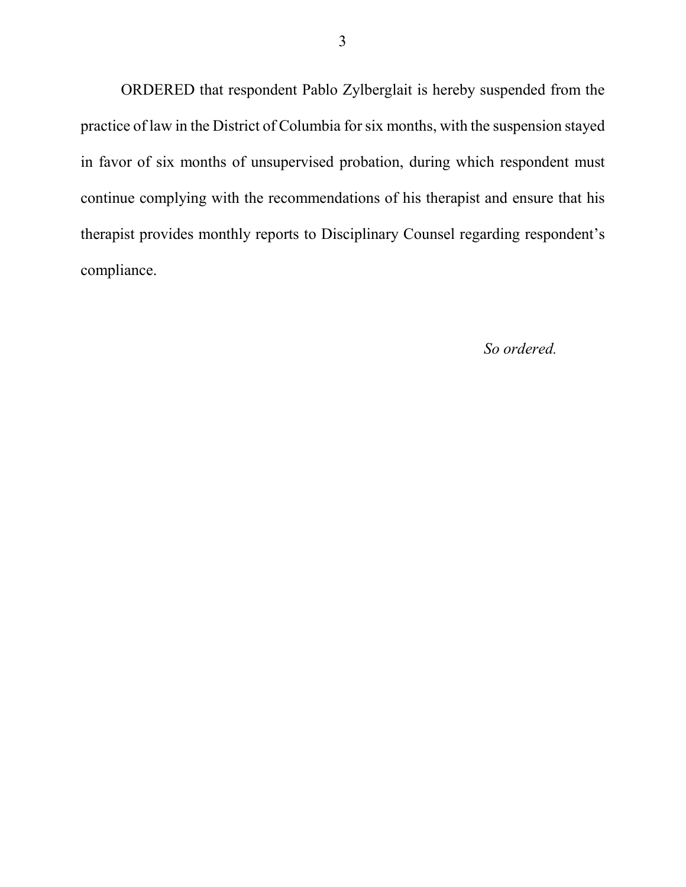ORDERED that respondent Pablo Zylberglait is hereby suspended from the practice of law in the District of Columbia for six months, with the suspension stayed in favor of six months of unsupervised probation, during which respondent must continue complying with the recommendations of his therapist and ensure that his therapist provides monthly reports to Disciplinary Counsel regarding respondent's compliance.

*So ordered.*